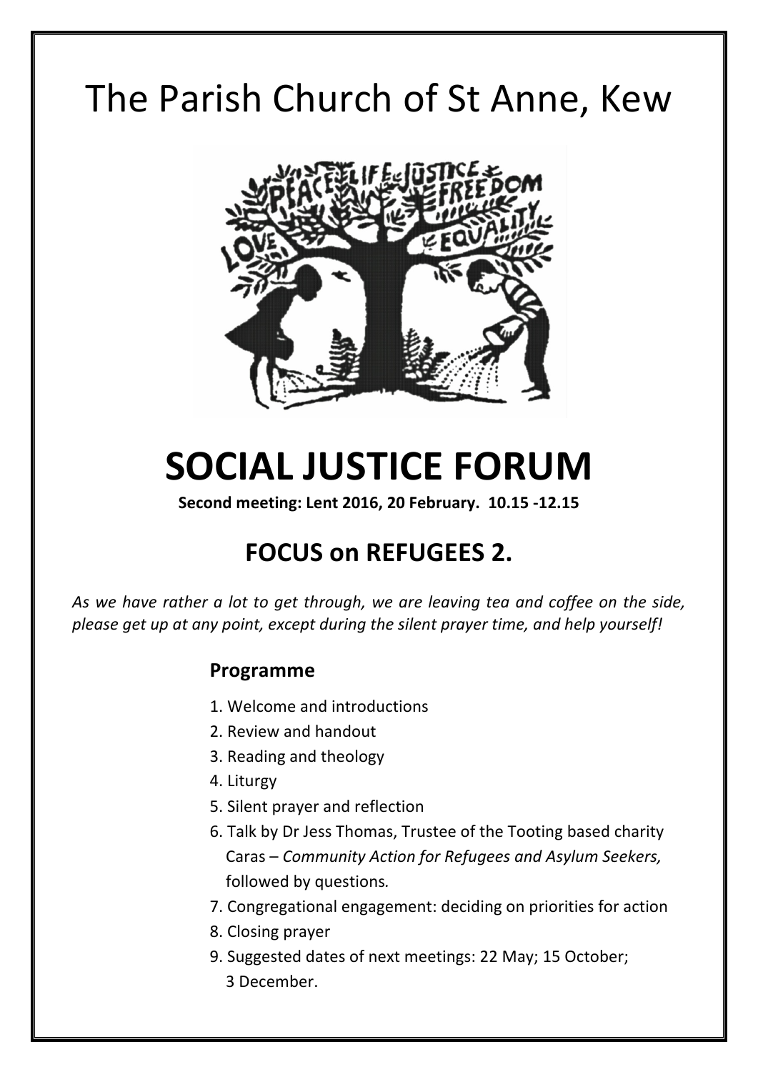# The Parish Church of St Anne, Kew

# SOCIAL JUSTICE FORUM

**Second meeting: Lent 2016, 20 February. 10.15 -12.15**

## FOCUS on REFUGEES 2.

*As we have rather a lot to get through, we are leaving tea and coffee on the side, please get up at any point, except during the silent prayer time, and help yourself!*

### Programme

1. Welcome and introductions
2. Review and handout
3. Reading and theology
4. Liturgy
5. Silent prayer and reflection
6. Talk by Dr Jess Thomas, Trustee of the Tooting based charity Caras – *Community Action for Refugees and Asylum Seekers,* followed by questions.
7. Congregational engagement: deciding on priorities for action
8. Closing prayer
9. Suggested dates of next meetings: 22 May; 15 October; 3 December.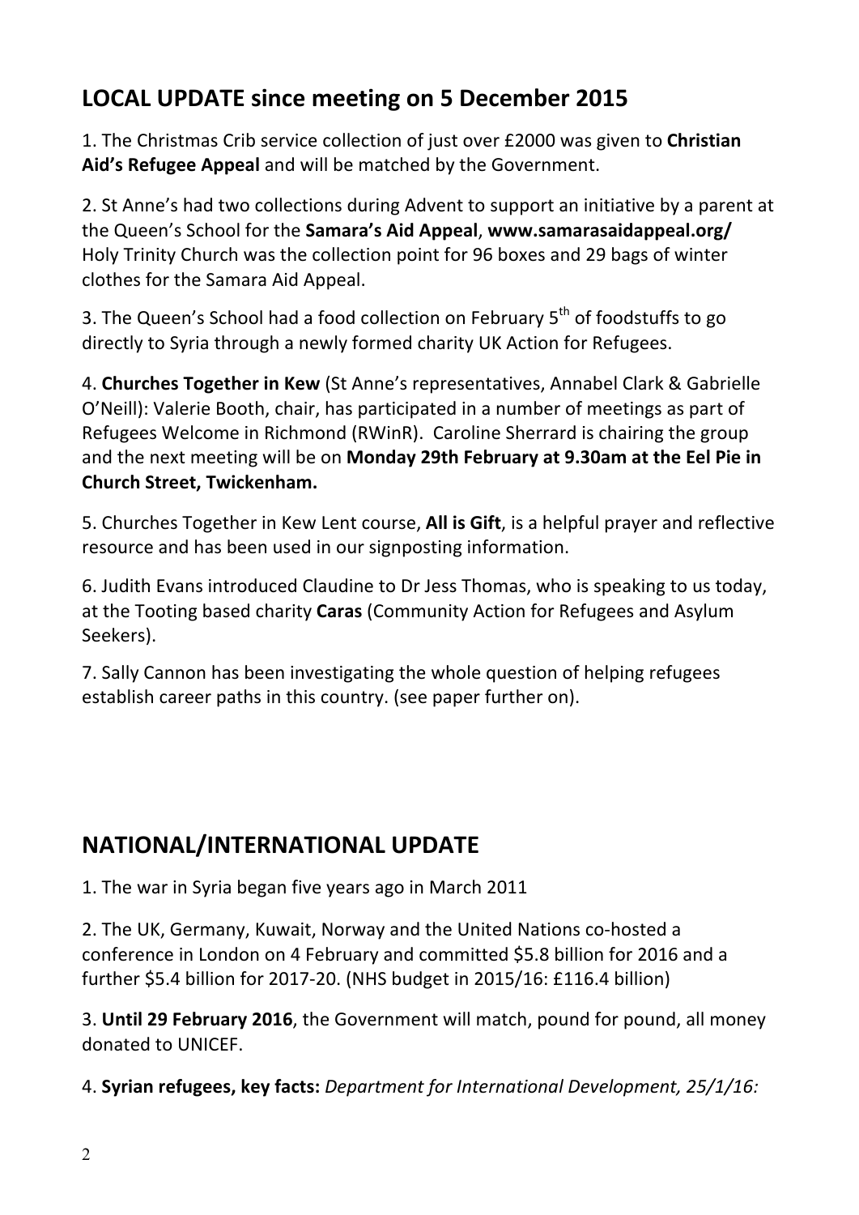## LOCAL UPDATE since meeting on 5 December 2015

1. The Christmas Crib service collection of just over £2000 was given to **Christian Aid's Refugee Appeal** and will be matched by the Government.

2. St Anne's had two collections during Advent to support an initiative by a parent at the Queen's School for the **Samara's Aid Appeal**, **www.samarasaidappeal.org/** Holy Trinity Church was the collection point for 96 boxes and 29 bags of winter clothes for the Samara Aid Appeal.

3. The Queen's School had a food collection on February 5th of foodstuffs to go directly to Syria through a newly formed charity UK Action for Refugees.

4. **Churches Together in Kew** (St Anne's representatives, Annabel Clark & Gabrielle O'Neill): Valerie Booth, chair, has participated in a number of meetings as part of Refugees Welcome in Richmond (RWinR). Caroline Sherrard is chairing the group and the next meeting will be on **Monday 29th February at 9.30am at the Eel Pie in Church Street, Twickenham.**

5. Churches Together in Kew Lent course, **All is Gift**, is a helpful prayer and reflective resource and has been used in our signposting information.

6. Judith Evans introduced Claudine to Dr Jess Thomas, who is speaking to us today, at the Tooting based charity **Caras** (Community Action for Refugees and Asylum Seekers).

7. Sally Cannon has been investigating the whole question of helping refugees establish career paths in this country. (see paper further on).

## NATIONAL/INTERNATIONAL UPDATE

1. The war in Syria began five years ago in March 2011

2. The UK, Germany, Kuwait, Norway and the United Nations co-hosted a conference in London on 4 February and committed $5.8 billion for 2016 and a further $5.4 billion for 2017-20. (NHS budget in 2015/16: £116.4 billion)

3. **Until 29 February 2016**, the Government will match, pound for pound, all money donated to UNICEF.

4. **Syrian refugees, key facts:** *Department for International Development, 25/1/16:*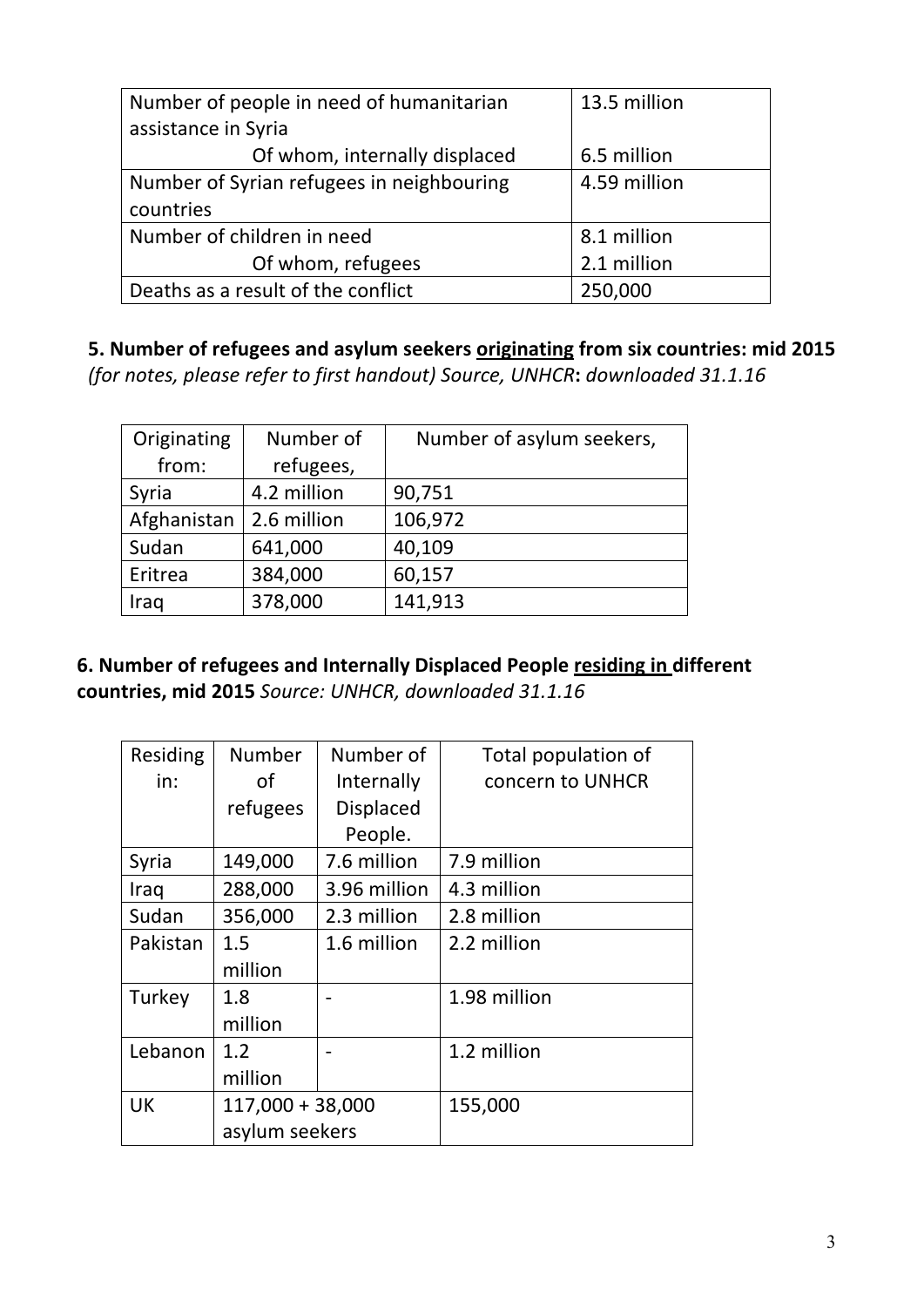| Number of people in need of humanitarian assistance in Syria | 13.5 million |
|---|---|
| Of whom, internally displaced | 6.5 million |
| Number of Syrian refugees in neighbouring countries | 4.59 million |
| Number of children in need | 8.1 million |
| Of whom, refugees | 2.1 million |
| Deaths as a result of the conflict | 250,000 |

**5. Number of refugees and asylum seekers originating from six countries: mid 2015**
*(for notes, please refer to first handout) Source, UNHCR***:** *downloaded 31.1.16*

| Originating from: | Number of refugees, | Number of asylum seekers, |
|---|---|---|
| Syria | 4.2 million | 90,751 |
| Afghanistan | 2.6 million | 106,972 |
| Sudan | 641,000 | 40,109 |
| Eritrea | 384,000 | 60,157 |
| Iraq | 378,000 | 141,913 |

**6. Number of refugees and Internally Displaced People residing in different countries, mid 2015** *Source: UNHCR, downloaded 31.1.16*

| Residing in: | Number of refugees | Number of Internally Displaced People. | Total population of concern to UNHCR |
|---|---|---|---|
| Syria | 149,000 | 7.6 million | 7.9 million |
| Iraq | 288,000 | 3.96 million | 4.3 million |
| Sudan | 356,000 | 2.3 million | 2.8 million |
| Pakistan | 1.5 million | 1.6 million | 2.2 million |
| Turkey | 1.8 million | - | 1.98 million |
| Lebanon | 1.2 million | - | 1.2 million |
| UK | 117,000 + 38,000 asylum seekers | | 155,000 |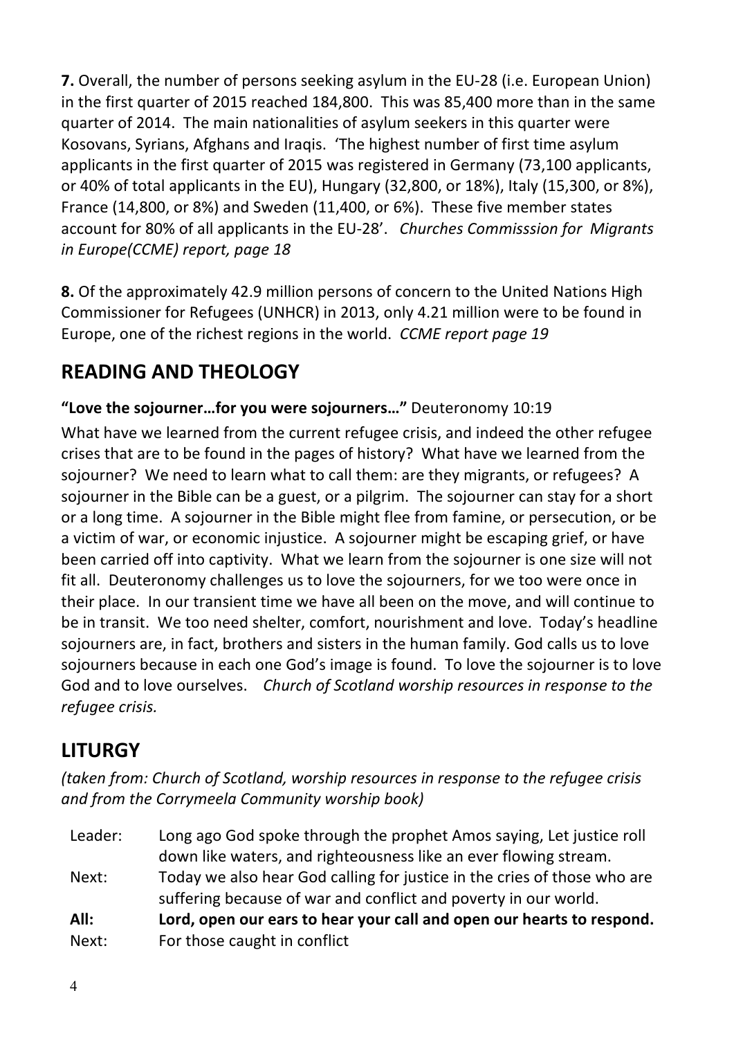**7.** Overall, the number of persons seeking asylum in the EU-28 (i.e. European Union) in the first quarter of 2015 reached 184,800. This was 85,400 more than in the same quarter of 2014. The main nationalities of asylum seekers in this quarter were Kosovans, Syrians, Afghans and Iraqis. 'The highest number of first time asylum applicants in the first quarter of 2015 was registered in Germany (73,100 applicants, or 40% of total applicants in the EU), Hungary (32,800, or 18%), Italy (15,300, or 8%), France (14,800, or 8%) and Sweden (11,400, or 6%). These five member states account for 80% of all applicants in the EU-28'. *Churches Commisssion for Migrants in Europe(CCME) report, page 18*

**8.** Of the approximately 42.9 million persons of concern to the United Nations High Commissioner for Refugees (UNHCR) in 2013, only 4.21 million were to be found in Europe, one of the richest regions in the world. *CCME report page 19*

## READING AND THEOLOGY

**"Love the sojourner…for you were sojourners…"** Deuteronomy 10:19

What have we learned from the current refugee crisis, and indeed the other refugee crises that are to be found in the pages of history? What have we learned from the sojourner? We need to learn what to call them: are they migrants, or refugees? A sojourner in the Bible can be a guest, or a pilgrim. The sojourner can stay for a short or a long time. A sojourner in the Bible might flee from famine, or persecution, or be a victim of war, or economic injustice. A sojourner might be escaping grief, or have been carried off into captivity. What we learn from the sojourner is one size will not fit all. Deuteronomy challenges us to love the sojourners, for we too were once in their place. In our transient time we have all been on the move, and will continue to be in transit. We too need shelter, comfort, nourishment and love. Today's headline sojourners are, in fact, brothers and sisters in the human family. God calls us to love sojourners because in each one God's image is found. To love the sojourner is to love God and to love ourselves. *Church of Scotland worship resources in response to the refugee crisis.*

## LITURGY

*(taken from: Church of Scotland, worship resources in response to the refugee crisis and from the Corrymeela Community worship book)*

Leader: Long ago God spoke through the prophet Amos saying, Let justice roll down like waters, and righteousness like an ever flowing stream.

Next: Today we also hear God calling for justice in the cries of those who are suffering because of war and conflict and poverty in our world.

**All: Lord, open our ears to hear your call and open our hearts to respond.**

Next: For those caught in conflict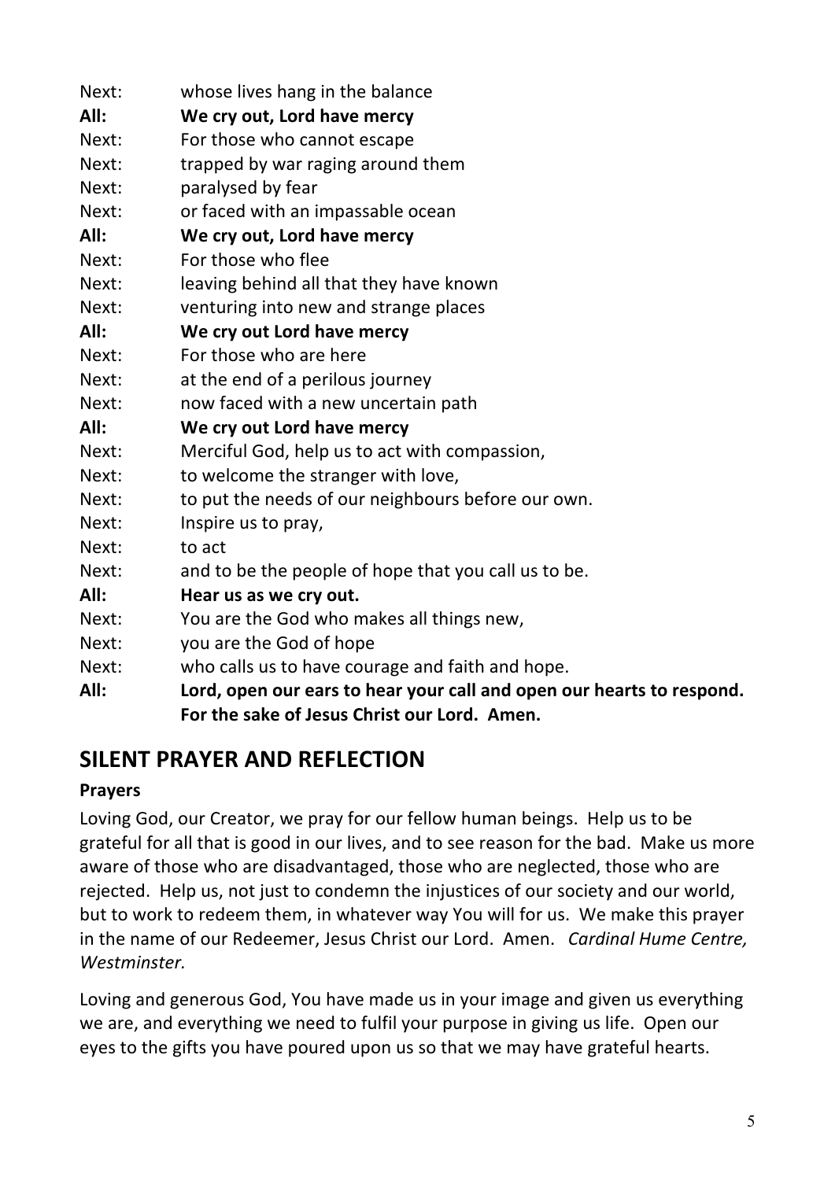Next: whose lives hang in the balance
**All: We cry out, Lord have mercy**
Next: For those who cannot escape
Next: trapped by war raging around them
Next: paralysed by fear
Next: or faced with an impassable ocean
**All: We cry out, Lord have mercy**
Next: For those who flee
Next: leaving behind all that they have known
Next: venturing into new and strange places
**All: We cry out Lord have mercy**
Next: For those who are here
Next: at the end of a perilous journey
Next: now faced with a new uncertain path
**All: We cry out Lord have mercy**
Next: Merciful God, help us to act with compassion,
Next: to welcome the stranger with love,
Next: to put the needs of our neighbours before our own.
Next: Inspire us to pray,
Next: to act
Next: and to be the people of hope that you call us to be.
**All: Hear us as we cry out.**
Next: You are the God who makes all things new,
Next: you are the God of hope
Next: who calls us to have courage and faith and hope.
**All: Lord, open our ears to hear your call and open our hearts to respond. For the sake of Jesus Christ our Lord. Amen.**

## SILENT PRAYER AND REFLECTION

**Prayers**

Loving God, our Creator, we pray for our fellow human beings. Help us to be grateful for all that is good in our lives, and to see reason for the bad. Make us more aware of those who are disadvantaged, those who are neglected, those who are rejected. Help us, not just to condemn the injustices of our society and our world, but to work to redeem them, in whatever way You will for us. We make this prayer in the name of our Redeemer, Jesus Christ our Lord. Amen. *Cardinal Hume Centre, Westminster.*

Loving and generous God, You have made us in your image and given us everything we are, and everything we need to fulfil your purpose in giving us life. Open our eyes to the gifts you have poured upon us so that we may have grateful hearts.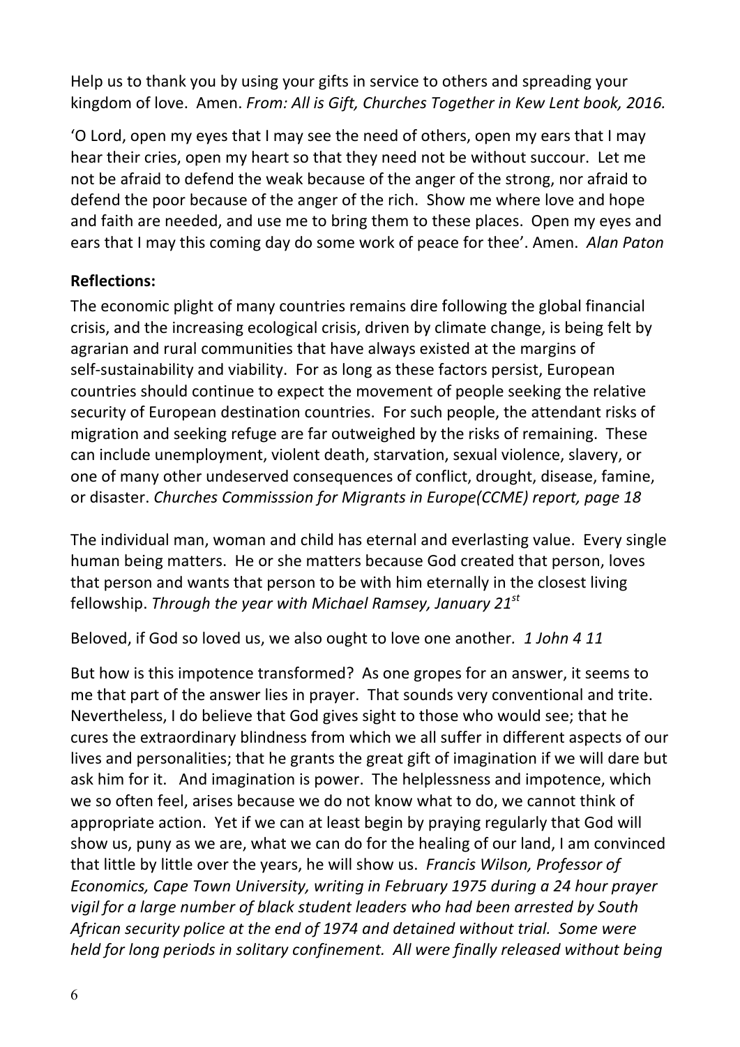Help us to thank you by using your gifts in service to others and spreading your kingdom of love. Amen. *From: All is Gift, Churches Together in Kew Lent book, 2016.*

'O Lord, open my eyes that I may see the need of others, open my ears that I may hear their cries, open my heart so that they need not be without succour. Let me not be afraid to defend the weak because of the anger of the strong, nor afraid to defend the poor because of the anger of the rich. Show me where love and hope and faith are needed, and use me to bring them to these places. Open my eyes and ears that I may this coming day do some work of peace for thee'. Amen. *Alan Paton*

**Reflections:**

The economic plight of many countries remains dire following the global financial crisis, and the increasing ecological crisis, driven by climate change, is being felt by agrarian and rural communities that have always existed at the margins of self-sustainability and viability. For as long as these factors persist, European countries should continue to expect the movement of people seeking the relative security of European destination countries. For such people, the attendant risks of migration and seeking refuge are far outweighed by the risks of remaining. These can include unemployment, violent death, starvation, sexual violence, slavery, or one of many other undeserved consequences of conflict, drought, disease, famine, or disaster. *Churches Commisssion for Migrants in Europe(CCME) report, page 18*

The individual man, woman and child has eternal and everlasting value. Every single human being matters. He or she matters because God created that person, loves that person and wants that person to be with him eternally in the closest living fellowship. *Through the year with Michael Ramsey, January 21st*

Beloved, if God so loved us, we also ought to love one another. *1 John 4 11*

But how is this impotence transformed? As one gropes for an answer, it seems to me that part of the answer lies in prayer. That sounds very conventional and trite. Nevertheless, I do believe that God gives sight to those who would see; that he cures the extraordinary blindness from which we all suffer in different aspects of our lives and personalities; that he grants the great gift of imagination if we will dare but ask him for it. And imagination is power. The helplessness and impotence, which we so often feel, arises because we do not know what to do, we cannot think of appropriate action. Yet if we can at least begin by praying regularly that God will show us, puny as we are, what we can do for the healing of our land, I am convinced that little by little over the years, he will show us. *Francis Wilson, Professor of Economics, Cape Town University, writing in February 1975 during a 24 hour prayer vigil for a large number of black student leaders who had been arrested by South African security police at the end of 1974 and detained without trial. Some were held for long periods in solitary confinement. All were finally released without being*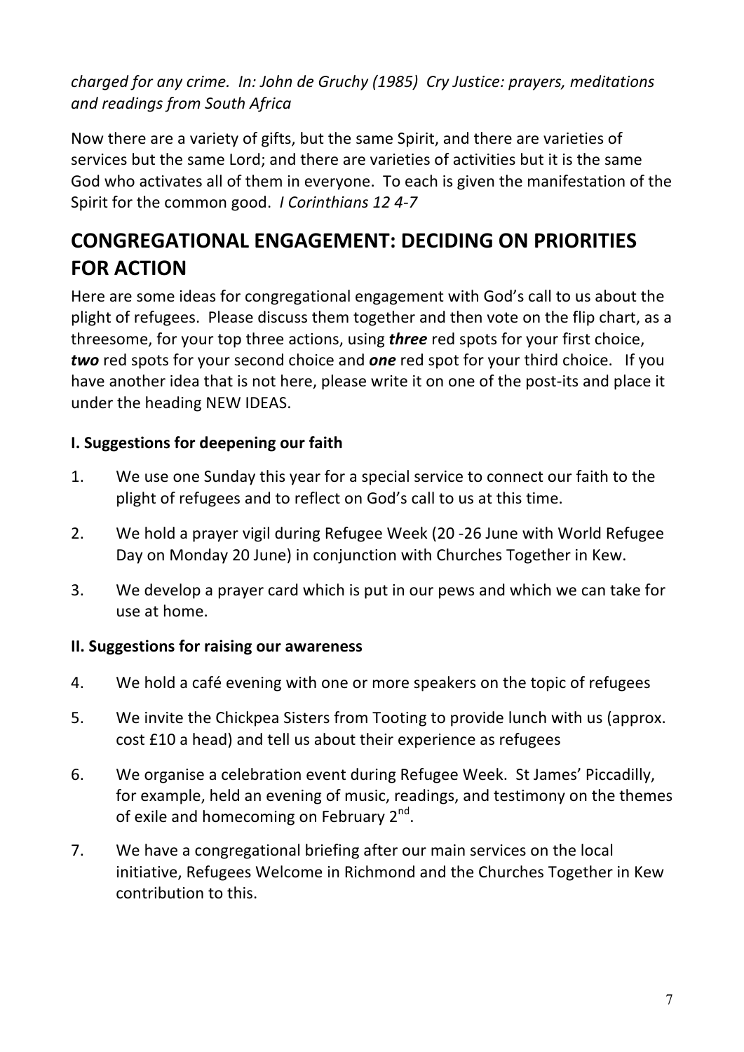*charged for any crime. In: John de Gruchy (1985) Cry Justice: prayers, meditations and readings from South Africa*

Now there are a variety of gifts, but the same Spirit, and there are varieties of services but the same Lord; and there are varieties of activities but it is the same God who activates all of them in everyone. To each is given the manifestation of the Spirit for the common good. *I Corinthians 12 4-7*

## CONGREGATIONAL ENGAGEMENT: DECIDING ON PRIORITIES FOR ACTION

Here are some ideas for congregational engagement with God's call to us about the plight of refugees. Please discuss them together and then vote on the flip chart, as a threesome, for your top three actions, using ***three*** red spots for your first choice, ***two*** red spots for your second choice and ***one*** red spot for your third choice. If you have another idea that is not here, please write it on one of the post-its and place it under the heading NEW IDEAS.

### I. Suggestions for deepening our faith

1. We use one Sunday this year for a special service to connect our faith to the plight of refugees and to reflect on God's call to us at this time.
2. We hold a prayer vigil during Refugee Week (20 -26 June with World Refugee Day on Monday 20 June) in conjunction with Churches Together in Kew.
3. We develop a prayer card which is put in our pews and which we can take for use at home.

### II. Suggestions for raising our awareness

4. We hold a café evening with one or more speakers on the topic of refugees
5. We invite the Chickpea Sisters from Tooting to provide lunch with us (approx. cost £10 a head) and tell us about their experience as refugees
6. We organise a celebration event during Refugee Week. St James' Piccadilly, for example, held an evening of music, readings, and testimony on the themes of exile and homecoming on February 2nd.
7. We have a congregational briefing after our main services on the local initiative, Refugees Welcome in Richmond and the Churches Together in Kew contribution to this.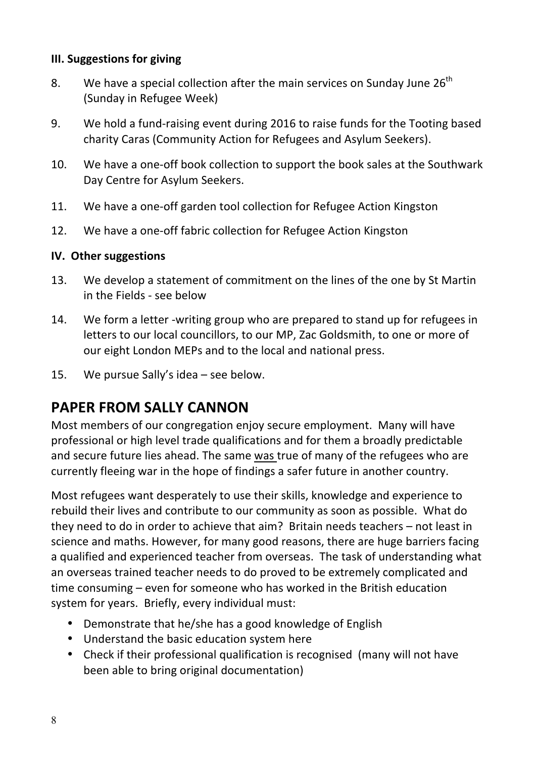### III. Suggestions for giving

8. We have a special collection after the main services on Sunday June 26th (Sunday in Refugee Week)
9. We hold a fund-raising event during 2016 to raise funds for the Tooting based charity Caras (Community Action for Refugees and Asylum Seekers).
10. We have a one-off book collection to support the book sales at the Southwark Day Centre for Asylum Seekers.
11. We have a one-off garden tool collection for Refugee Action Kingston
12. We have a one-off fabric collection for Refugee Action Kingston

### IV. Other suggestions

13. We develop a statement of commitment on the lines of the one by St Martin in the Fields - see below
14. We form a letter -writing group who are prepared to stand up for refugees in letters to our local councillors, to our MP, Zac Goldsmith, to one or more of our eight London MEPs and to the local and national press.
15. We pursue Sally's idea – see below.

## PAPER FROM SALLY CANNON

Most members of our congregation enjoy secure employment. Many will have professional or high level trade qualifications and for them a broadly predictable and secure future lies ahead. The same was true of many of the refugees who are currently fleeing war in the hope of findings a safer future in another country.

Most refugees want desperately to use their skills, knowledge and experience to rebuild their lives and contribute to our community as soon as possible. What do they need to do in order to achieve that aim? Britain needs teachers – not least in science and maths. However, for many good reasons, there are huge barriers facing a qualified and experienced teacher from overseas. The task of understanding what an overseas trained teacher needs to do proved to be extremely complicated and time consuming – even for someone who has worked in the British education system for years. Briefly, every individual must:

- Demonstrate that he/she has a good knowledge of English
- Understand the basic education system here
- Check if their professional qualification is recognised (many will not have been able to bring original documentation)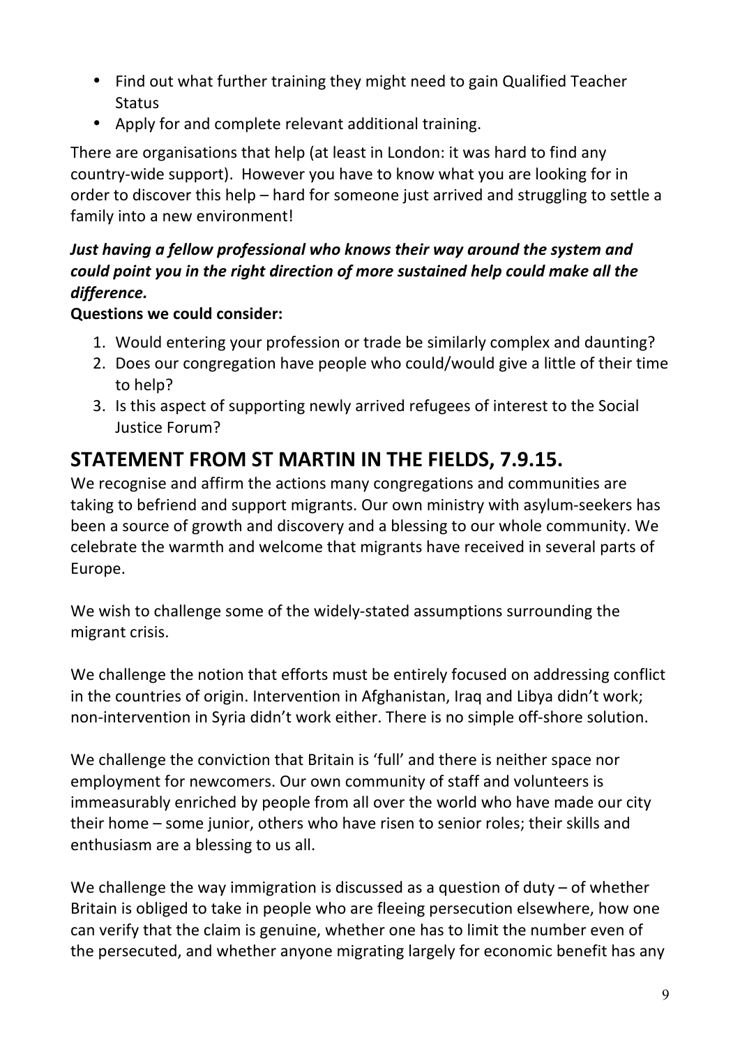- Find out what further training they might need to gain Qualified Teacher Status
- Apply for and complete relevant additional training.

There are organisations that help (at least in London: it was hard to find any country-wide support). However you have to know what you are looking for in order to discover this help – hard for someone just arrived and struggling to settle a family into a new environment!

***Just having a fellow professional who knows their way around the system and could point you in the right direction of more sustained help could make all the difference.***

**Questions we could consider:**

1. Would entering your profession or trade be similarly complex and daunting?
2. Does our congregation have people who could/would give a little of their time to help?
3. Is this aspect of supporting newly arrived refugees of interest to the Social Justice Forum?

## STATEMENT FROM ST MARTIN IN THE FIELDS, 7.9.15.

We recognise and affirm the actions many congregations and communities are taking to befriend and support migrants. Our own ministry with asylum-seekers has been a source of growth and discovery and a blessing to our whole community. We celebrate the warmth and welcome that migrants have received in several parts of Europe.

We wish to challenge some of the widely-stated assumptions surrounding the migrant crisis.

We challenge the notion that efforts must be entirely focused on addressing conflict in the countries of origin. Intervention in Afghanistan, Iraq and Libya didn't work; non-intervention in Syria didn't work either. There is no simple off-shore solution.

We challenge the conviction that Britain is 'full' and there is neither space nor employment for newcomers. Our own community of staff and volunteers is immeasurably enriched by people from all over the world who have made our city their home – some junior, others who have risen to senior roles; their skills and enthusiasm are a blessing to us all.

We challenge the way immigration is discussed as a question of duty – of whether Britain is obliged to take in people who are fleeing persecution elsewhere, how one can verify that the claim is genuine, whether one has to limit the number even of the persecuted, and whether anyone migrating largely for economic benefit has any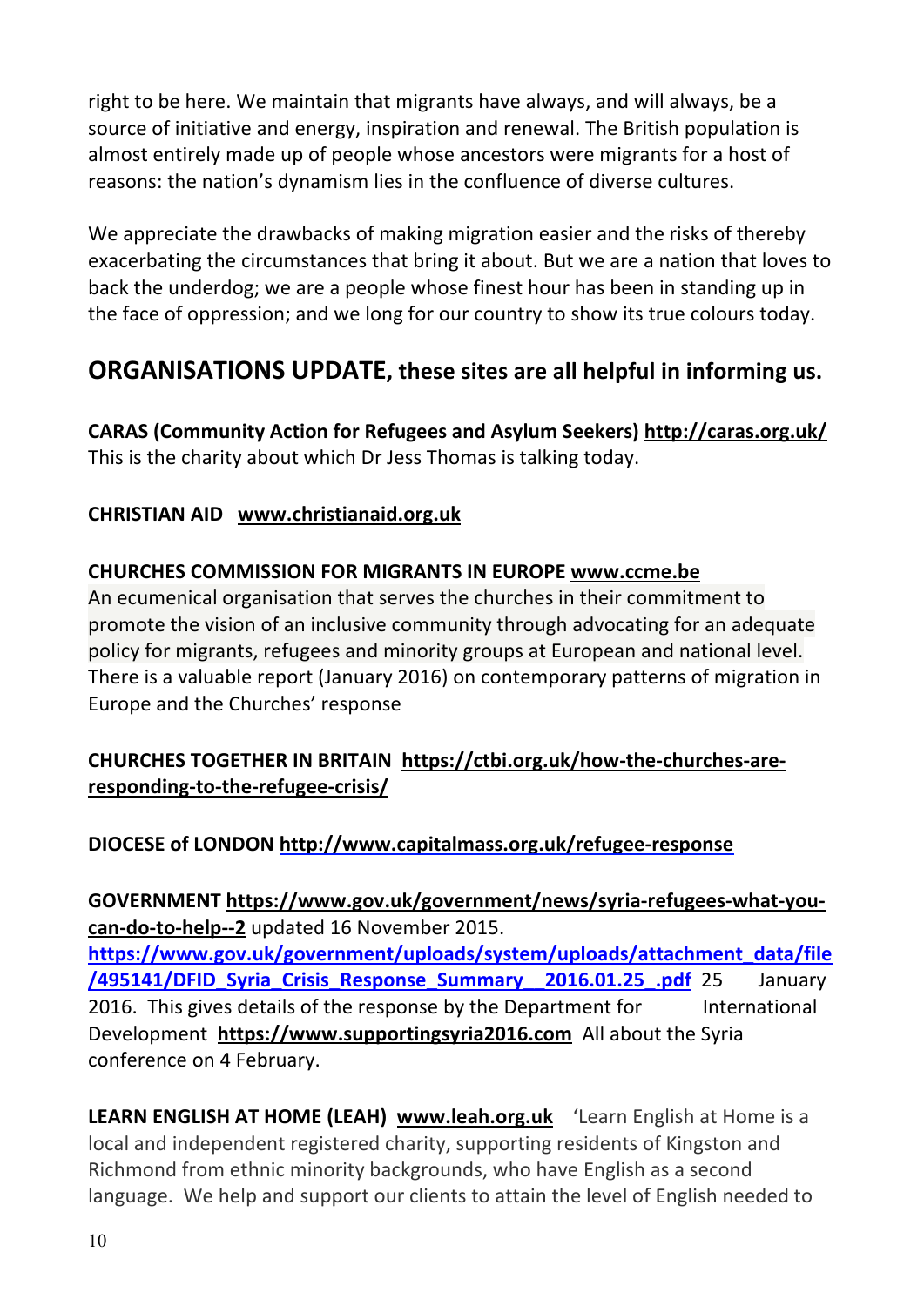right to be here. We maintain that migrants have always, and will always, be a source of initiative and energy, inspiration and renewal. The British population is almost entirely made up of people whose ancestors were migrants for a host of reasons: the nation's dynamism lies in the confluence of diverse cultures.

We appreciate the drawbacks of making migration easier and the risks of thereby exacerbating the circumstances that bring it about. But we are a nation that loves to back the underdog; we are a people whose finest hour has been in standing up in the face of oppression; and we long for our country to show its true colours today.

## ORGANISATIONS UPDATE, these sites are all helpful in informing us.

**CARAS (Community Action for Refugees and Asylum Seekers) http://caras.org.uk/**
This is the charity about which Dr Jess Thomas is talking today.

**CHRISTIAN AID www.christianaid.org.uk**

**CHURCHES COMMISSION FOR MIGRANTS IN EUROPE www.ccme.be**
An ecumenical organisation that serves the churches in their commitment to promote the vision of an inclusive community through advocating for an adequate policy for migrants, refugees and minority groups at European and national level. There is a valuable report (January 2016) on contemporary patterns of migration in Europe and the Churches' response

**CHURCHES TOGETHER IN BRITAIN https://ctbi.org.uk/how-the-churches-are-responding-to-the-refugee-crisis/**

**DIOCESE of LONDON http://www.capitalmass.org.uk/refugee-response**

**GOVERNMENT https://www.gov.uk/government/news/syria-refugees-what-you-can-do-to-help--2** updated 16 November 2015.
**https://www.gov.uk/government/uploads/system/uploads/attachment_data/file/495141/DFID_Syria_Crisis_Response_Summary__2016.01.25_.pdf** 25 January 2016. This gives details of the response by the Department for International Development **https://www.supportingsyria2016.com** All about the Syria conference on 4 February.

**LEARN ENGLISH AT HOME (LEAH) www.leah.org.uk** 'Learn English at Home is a local and independent registered charity, supporting residents of Kingston and Richmond from ethnic minority backgrounds, who have English as a second language. We help and support our clients to attain the level of English needed to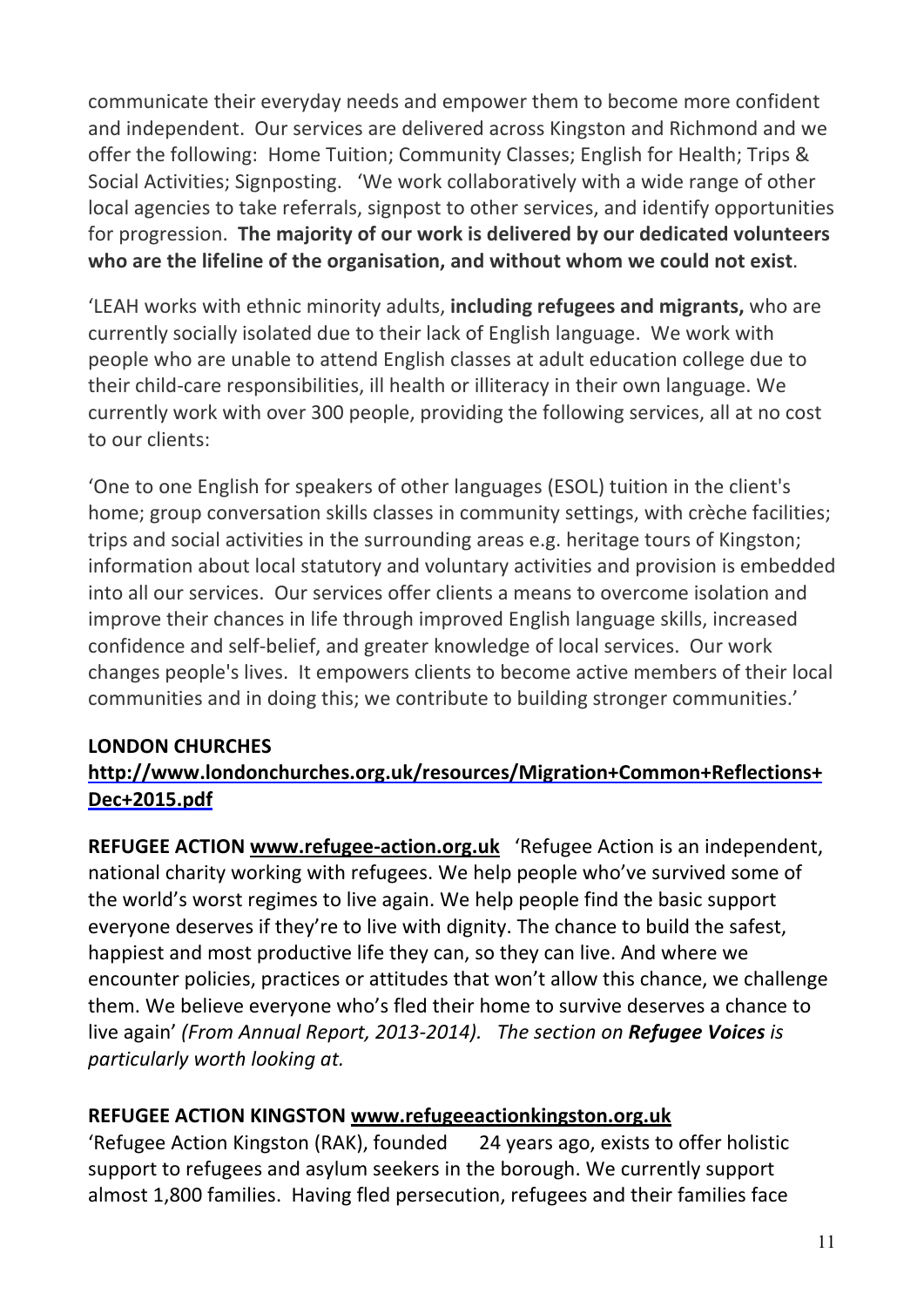communicate their everyday needs and empower them to become more confident and independent. Our services are delivered across Kingston and Richmond and we offer the following: Home Tuition; Community Classes; English for Health; Trips & Social Activities; Signposting. 'We work collaboratively with a wide range of other local agencies to take referrals, signpost to other services, and identify opportunities for progression. **The majority of our work is delivered by our dedicated volunteers who are the lifeline of the organisation, and without whom we could not exist**.

'LEAH works with ethnic minority adults, **including refugees and migrants,** who are currently socially isolated due to their lack of English language. We work with people who are unable to attend English classes at adult education college due to their child-care responsibilities, ill health or illiteracy in their own language. We currently work with over 300 people, providing the following services, all at no cost to our clients:

'One to one English for speakers of other languages (ESOL) tuition in the client's home; group conversation skills classes in community settings, with crèche facilities; trips and social activities in the surrounding areas e.g. heritage tours of Kingston; information about local statutory and voluntary activities and provision is embedded into all our services. Our services offer clients a means to overcome isolation and improve their chances in life through improved English language skills, increased confidence and self-belief, and greater knowledge of local services. Our work changes people's lives. It empowers clients to become active members of their local communities and in doing this; we contribute to building stronger communities.'

**LONDON CHURCHES**
**http://www.londonchurches.org.uk/resources/Migration+Common+Reflections+Dec+2015.pdf**

**REFUGEE ACTION www.refugee-action.org.uk** 'Refugee Action is an independent, national charity working with refugees. We help people who've survived some of the world's worst regimes to live again. We help people find the basic support everyone deserves if they're to live with dignity. The chance to build the safest, happiest and most productive life they can, so they can live. And where we encounter policies, practices or attitudes that won't allow this chance, we challenge them. We believe everyone who's fled their home to survive deserves a chance to live again' *(From Annual Report, 2013-2014). The section on **Refugee Voices** is particularly worth looking at.*

**REFUGEE ACTION KINGSTON www.refugeeactionkingston.org.uk**
'Refugee Action Kingston (RAK), founded 24 years ago, exists to offer holistic support to refugees and asylum seekers in the borough. We currently support almost 1,800 families. Having fled persecution, refugees and their families face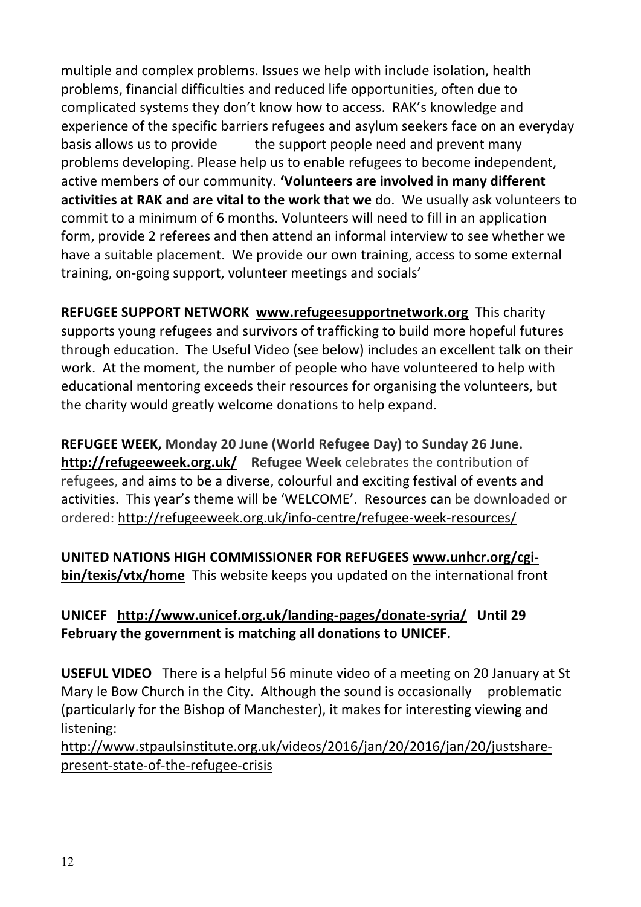multiple and complex problems. Issues we help with include isolation, health problems, financial difficulties and reduced life opportunities, often due to complicated systems they don't know how to access. RAK's knowledge and experience of the specific barriers refugees and asylum seekers face on an everyday basis allows us to provide the support people need and prevent many problems developing. Please help us to enable refugees to become independent, active members of our community. **'Volunteers are involved in many different activities at RAK and are vital to the work that we** do. We usually ask volunteers to commit to a minimum of 6 months. Volunteers will need to fill in an application form, provide 2 referees and then attend an informal interview to see whether we have a suitable placement. We provide our own training, access to some external training, on-going support, volunteer meetings and socials'

**REFUGEE SUPPORT NETWORK www.refugeesupportnetwork.org** This charity supports young refugees and survivors of trafficking to build more hopeful futures through education. The Useful Video (see below) includes an excellent talk on their work. At the moment, the number of people who have volunteered to help with educational mentoring exceeds their resources for organising the volunteers, but the charity would greatly welcome donations to help expand.

**REFUGEE WEEK, Monday 20 June (World Refugee Day) to Sunday 26 June. http://refugeeweek.org.uk/ Refugee Week** celebrates the contribution of refugees, and aims to be a diverse, colourful and exciting festival of events and activities. This year's theme will be 'WELCOME'. Resources can be downloaded or ordered: http://refugeeweek.org.uk/info-centre/refugee-week-resources/

**UNITED NATIONS HIGH COMMISSIONER FOR REFUGEES www.unhcr.org/cgi-bin/texis/vtx/home** This website keeps you updated on the international front

**UNICEF http://www.unicef.org.uk/landing-pages/donate-syria/ Until 29 February the government is matching all donations to UNICEF.**

**USEFUL VIDEO** There is a helpful 56 minute video of a meeting on 20 January at St Mary le Bow Church in the City. Although the sound is occasionally problematic (particularly for the Bishop of Manchester), it makes for interesting viewing and listening:
http://www.stpaulsinstitute.org.uk/videos/2016/jan/20/2016/jan/20/justshare-present-state-of-the-refugee-crisis